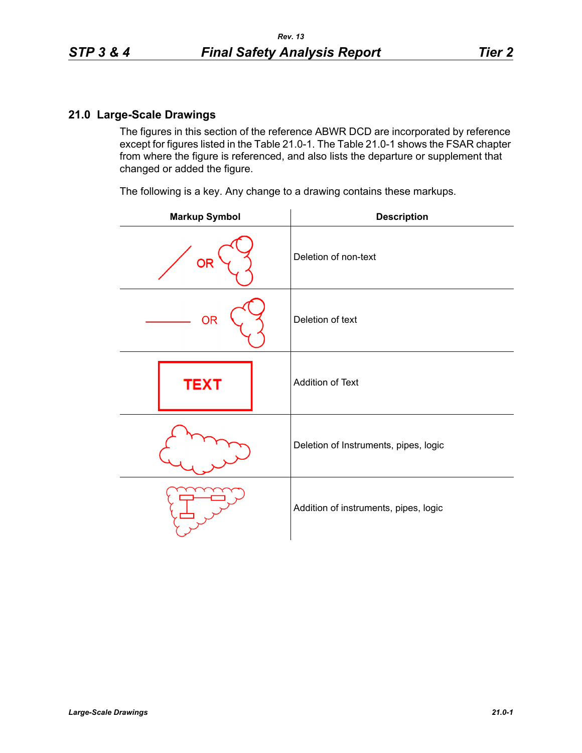## 21.0 Large-Scale Drawings

The figures in this section of the reference ABWR DCD are incorporated by reference except for figures listed in the Table 21.0-1. The Table 21.0-1 shows the FSAR chapter from where the figure is referenced, and also lists the departure or supplement that changed or added the figure.

The following is a key. Any change to a drawing contains these markups.

| Markup Symbol | Description |
|---|---|
| OR | Deletion of non-text |
| OR | Deletion of text |
| TEXT | Addition of Text |
| | Deletion of Instruments, pipes, logic |
| | Addition of instruments, pipes, logic |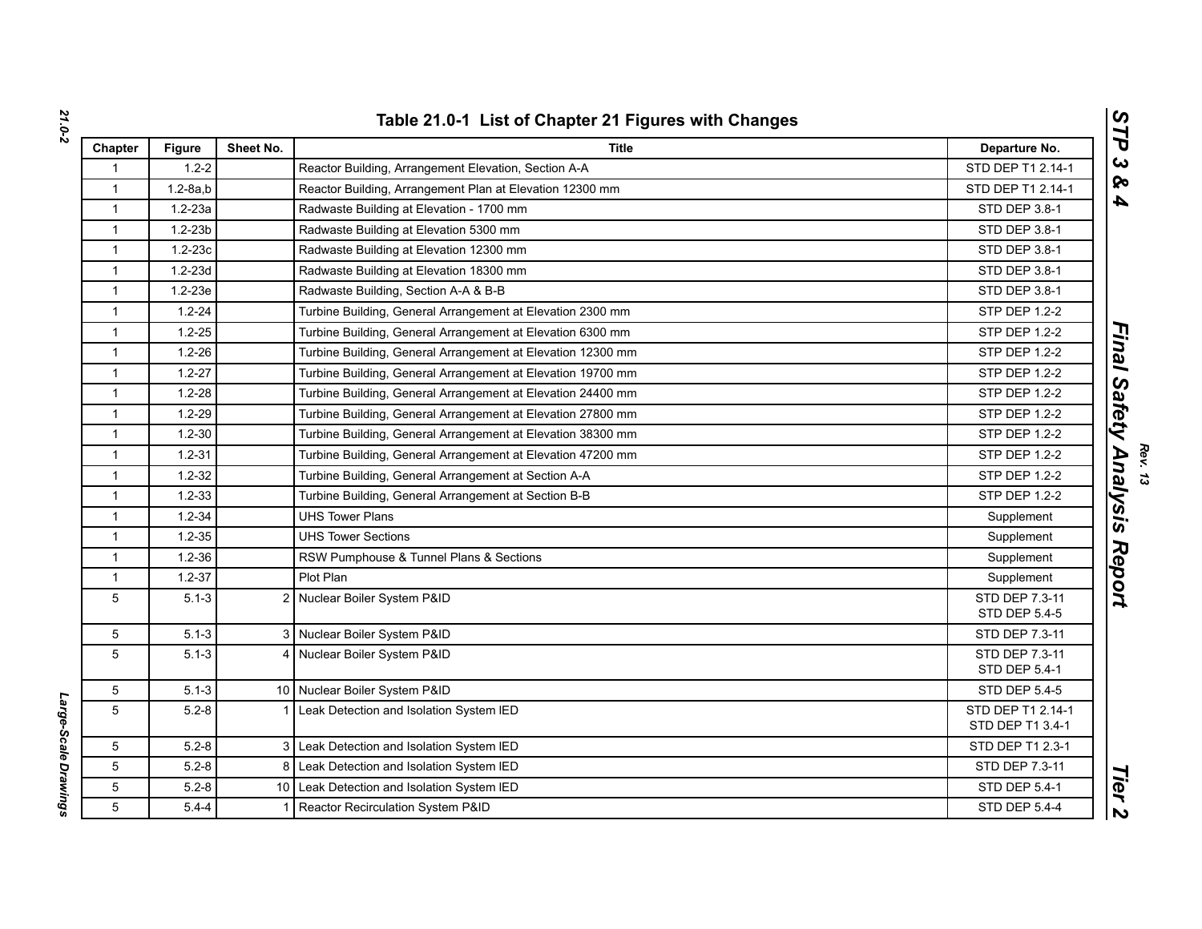## Table 21.0-1 List of Chapter 21 Figures with Changes

| Chapter | Figure | Sheet No. | Title | Departure No. |
|---|---|---|---|---|
| 1 | 1.2-2 | | Reactor Building, Arrangement Elevation, Section A-A | STD DEP T1 2.14-1 |
| 1 | 1.2-8a,b | | Reactor Building, Arrangement Plan at Elevation 12300 mm | STD DEP T1 2.14-1 |
| 1 | 1.2-23a | | Radwaste Building at Elevation - 1700 mm | STD DEP 3.8-1 |
| 1 | 1.2-23b | | Radwaste Building at Elevation 5300 mm | STD DEP 3.8-1 |
| 1 | 1.2-23c | | Radwaste Building at Elevation 12300 mm | STD DEP 3.8-1 |
| 1 | 1.2-23d | | Radwaste Building at Elevation 18300 mm | STD DEP 3.8-1 |
| 1 | 1.2-23e | | Radwaste Building, Section A-A & B-B | STD DEP 3.8-1 |
| 1 | 1.2-24 | | Turbine Building, General Arrangement at Elevation 2300 mm | STP DEP 1.2-2 |
| 1 | 1.2-25 | | Turbine Building, General Arrangement at Elevation 6300 mm | STP DEP 1.2-2 |
| 1 | 1.2-26 | | Turbine Building, General Arrangement at Elevation 12300 mm | STP DEP 1.2-2 |
| 1 | 1.2-27 | | Turbine Building, General Arrangement at Elevation 19700 mm | STP DEP 1.2-2 |
| 1 | 1.2-28 | | Turbine Building, General Arrangement at Elevation 24400 mm | STP DEP 1.2-2 |
| 1 | 1.2-29 | | Turbine Building, General Arrangement at Elevation 27800 mm | STP DEP 1.2-2 |
| 1 | 1.2-30 | | Turbine Building, General Arrangement at Elevation 38300 mm | STP DEP 1.2-2 |
| 1 | 1.2-31 | | Turbine Building, General Arrangement at Elevation 47200 mm | STP DEP 1.2-2 |
| 1 | 1.2-32 | | Turbine Building, General Arrangement at Section A-A | STP DEP 1.2-2 |
| 1 | 1.2-33 | | Turbine Building, General Arrangement at Section B-B | STP DEP 1.2-2 |
| 1 | 1.2-34 | | UHS Tower Plans | Supplement |
| 1 | 1.2-35 | | UHS Tower Sections | Supplement |
| 1 | 1.2-36 | | RSW Pumphouse & Tunnel Plans & Sections | Supplement |
| 1 | 1.2-37 | | Plot Plan | Supplement |
| 5 | 5.1-3 | 2 | Nuclear Boiler System P&ID | STD DEP 7.3-11<br>STD DEP 5.4-5 |
| 5 | 5.1-3 | 3 | Nuclear Boiler System P&ID | STD DEP 7.3-11 |
| 5 | 5.1-3 | 4 | Nuclear Boiler System P&ID | STD DEP 7.3-11<br>STD DEP 5.4-1 |
| 5 | 5.1-3 | 10 | Nuclear Boiler System P&ID | STD DEP 5.4-5 |
| 5 | 5.2-8 | 1 | Leak Detection and Isolation System IED | STD DEP T1 2.14-1<br>STD DEP T1 3.4-1 |
| 5 | 5.2-8 | 3 | Leak Detection and Isolation System IED | STD DEP T1 2.3-1 |
| 5 | 5.2-8 | 8 | Leak Detection and Isolation System IED | STD DEP 7.3-11 |
| 5 | 5.2-8 | 10 | Leak Detection and Isolation System IED | STD DEP 5.4-1 |
| 5 | 5.4-4 | 1 | Reactor Recirculation System P&ID | STD DEP 5.4-4 |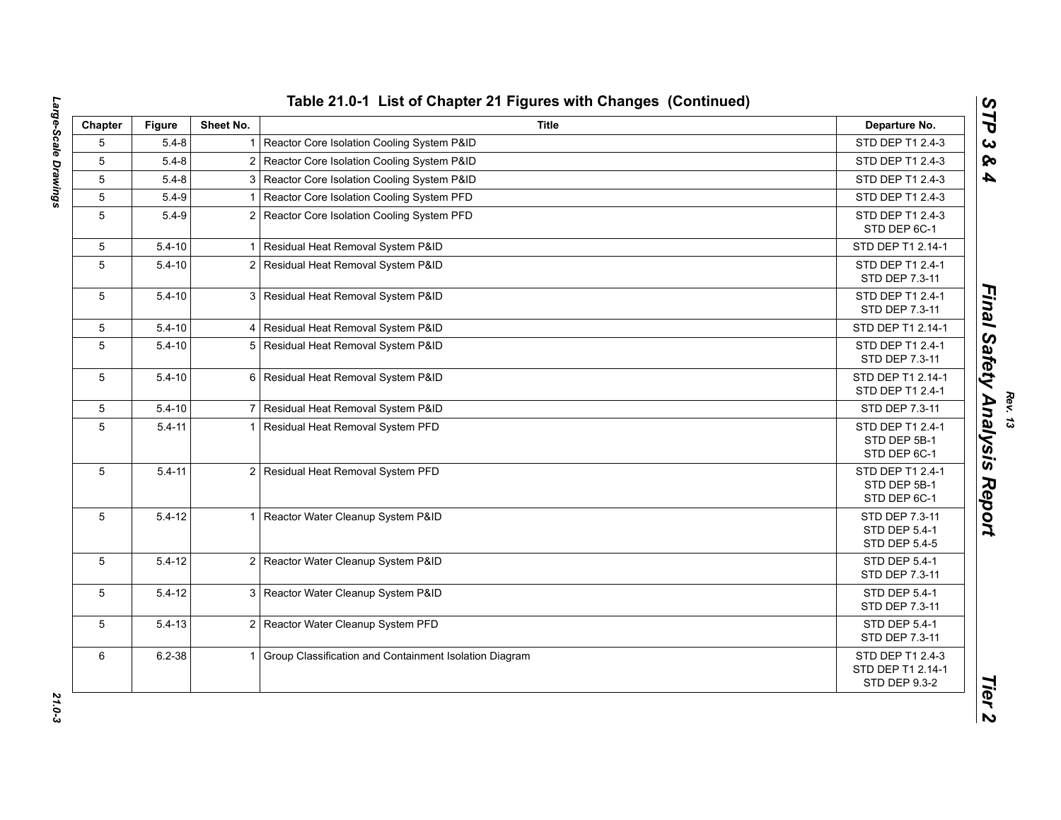## Table 21.0-1 List of Chapter 21 Figures with Changes (Continued)

| Chapter | Figure | Sheet No. | Title | Departure No. |
|---|---|---|---|---|
| 5 | 5.4-8 | 1 | Reactor Core Isolation Cooling System P&ID | STD DEP T1 2.4-3 |
| 5 | 5.4-8 | 2 | Reactor Core Isolation Cooling System P&ID | STD DEP T1 2.4-3 |
| 5 | 5.4-8 | 3 | Reactor Core Isolation Cooling System P&ID | STD DEP T1 2.4-3 |
| 5 | 5.4-9 | 1 | Reactor Core Isolation Cooling System PFD | STD DEP T1 2.4-3 |
| 5 | 5.4-9 | 2 | Reactor Core Isolation Cooling System PFD | STD DEP T1 2.4-3<br>STD DEP 6C-1 |
| 5 | 5.4-10 | 1 | Residual Heat Removal System P&ID | STD DEP T1 2.14-1 |
| 5 | 5.4-10 | 2 | Residual Heat Removal System P&ID | STD DEP T1 2.4-1<br>STD DEP 7.3-11 |
| 5 | 5.4-10 | 3 | Residual Heat Removal System P&ID | STD DEP T1 2.4-1<br>STD DEP 7.3-11 |
| 5 | 5.4-10 | 4 | Residual Heat Removal System P&ID | STD DEP T1 2.14-1 |
| 5 | 5.4-10 | 5 | Residual Heat Removal System P&ID | STD DEP T1 2.4-1<br>STD DEP 7.3-11 |
| 5 | 5.4-10 | 6 | Residual Heat Removal System P&ID | STD DEP T1 2.14-1<br>STD DEP T1 2.4-1 |
| 5 | 5.4-10 | 7 | Residual Heat Removal System P&ID | STD DEP 7.3-11 |
| 5 | 5.4-11 | 1 | Residual Heat Removal System PFD | STD DEP T1 2.4-1<br>STD DEP 5B-1<br>STD DEP 6C-1 |
| 5 | 5.4-11 | 2 | Residual Heat Removal System PFD | STD DEP T1 2.4-1<br>STD DEP 5B-1<br>STD DEP 6C-1 |
| 5 | 5.4-12 | 1 | Reactor Water Cleanup System P&ID | STD DEP 7.3-11<br>STD DEP 5.4-1<br>STD DEP 5.4-5 |
| 5 | 5.4-12 | 2 | Reactor Water Cleanup System P&ID | STD DEP 5.4-1<br>STD DEP 7.3-11 |
| 5 | 5.4-12 | 3 | Reactor Water Cleanup System P&ID | STD DEP 5.4-1<br>STD DEP 7.3-11 |
| 5 | 5.4-13 | 2 | Reactor Water Cleanup System PFD | STD DEP 5.4-1<br>STD DEP 7.3-11 |
| 6 | 6.2-38 | 1 | Group Classification and Containment Isolation Diagram | STD DEP T1 2.4-3<br>STD DEP T1 2.14-1<br>STD DEP 9.3-2 |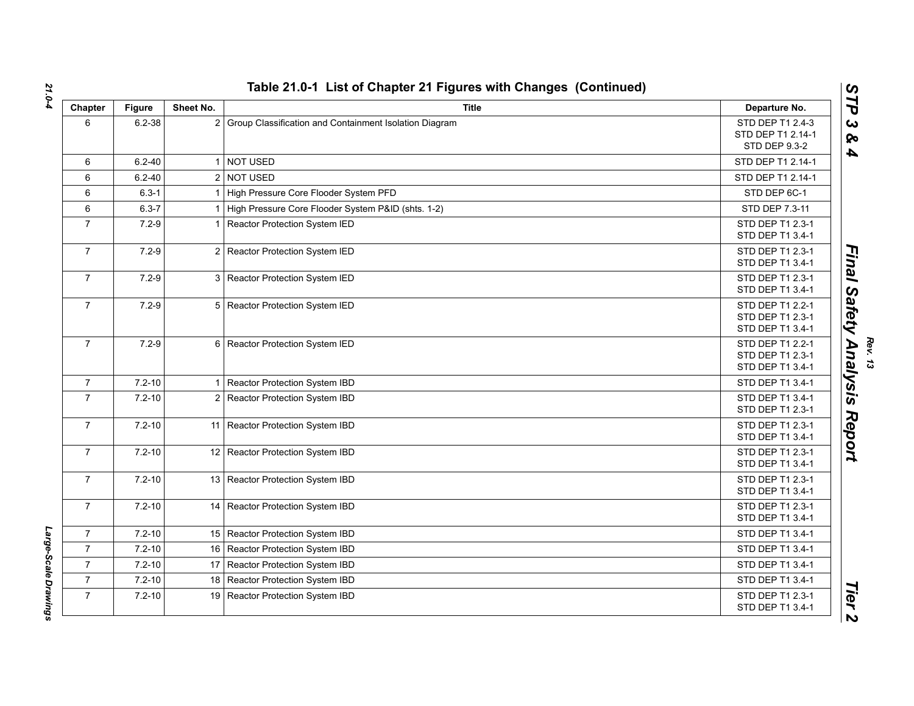## Table 21.0-1 List of Chapter 21 Figures with Changes (Continued)

| Chapter | Figure | Sheet No. | Title | Departure No. |
|---|---|---|---|---|
| 6 | 6.2-38 | 2 | Group Classification and Containment Isolation Diagram | STD DEP T1 2.4-3<br>STD DEP T1 2.14-1<br>STD DEP 9.3-2 |
| 6 | 6.2-40 | 1 | NOT USED | STD DEP T1 2.14-1 |
| 6 | 6.2-40 | 2 | NOT USED | STD DEP T1 2.14-1 |
| 6 | 6.3-1 | 1 | High Pressure Core Flooder System PFD | STD DEP 6C-1 |
| 6 | 6.3-7 | 1 | High Pressure Core Flooder System P&ID (shts. 1-2) | STD DEP 7.3-11 |
| 7 | 7.2-9 | 1 | Reactor Protection System IED | STD DEP T1 2.3-1<br>STD DEP T1 3.4-1 |
| 7 | 7.2-9 | 2 | Reactor Protection System IED | STD DEP T1 2.3-1<br>STD DEP T1 3.4-1 |
| 7 | 7.2-9 | 3 | Reactor Protection System IED | STD DEP T1 2.3-1<br>STD DEP T1 3.4-1 |
| 7 | 7.2-9 | 5 | Reactor Protection System IED | STD DEP T1 2.2-1<br>STD DEP T1 2.3-1<br>STD DEP T1 3.4-1 |
| 7 | 7.2-9 | 6 | Reactor Protection System IED | STD DEP T1 2.2-1<br>STD DEP T1 2.3-1<br>STD DEP T1 3.4-1 |
| 7 | 7.2-10 | 1 | Reactor Protection System IBD | STD DEP T1 3.4-1 |
| 7 | 7.2-10 | 2 | Reactor Protection System IBD | STD DEP T1 3.4-1<br>STD DEP T1 2.3-1 |
| 7 | 7.2-10 | 11 | Reactor Protection System IBD | STD DEP T1 2.3-1<br>STD DEP T1 3.4-1 |
| 7 | 7.2-10 | 12 | Reactor Protection System IBD | STD DEP T1 2.3-1<br>STD DEP T1 3.4-1 |
| 7 | 7.2-10 | 13 | Reactor Protection System IBD | STD DEP T1 2.3-1<br>STD DEP T1 3.4-1 |
| 7 | 7.2-10 | 14 | Reactor Protection System IBD | STD DEP T1 2.3-1<br>STD DEP T1 3.4-1 |
| 7 | 7.2-10 | 15 | Reactor Protection System IBD | STD DEP T1 3.4-1 |
| 7 | 7.2-10 | 16 | Reactor Protection System IBD | STD DEP T1 3.4-1 |
| 7 | 7.2-10 | 17 | Reactor Protection System IBD | STD DEP T1 3.4-1 |
| 7 | 7.2-10 | 18 | Reactor Protection System IBD | STD DEP T1 3.4-1 |
| 7 | 7.2-10 | 19 | Reactor Protection System IBD | STD DEP T1 2.3-1<br>STD DEP T1 3.4-1 |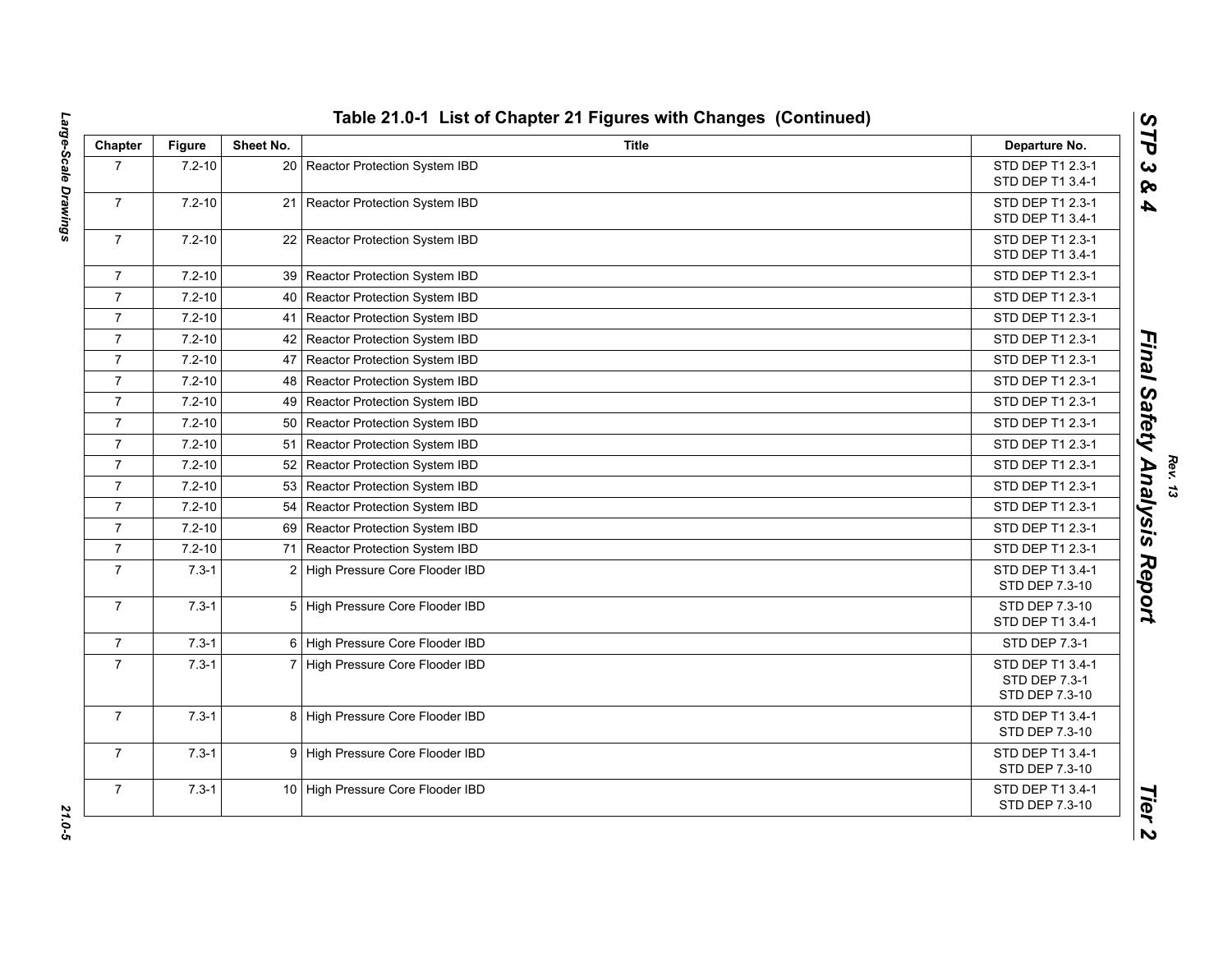## Table 21.0-1 List of Chapter 21 Figures with Changes (Continued)

| Chapter | Figure | Sheet No. | Title | Departure No. |
|---|---|---|---|---|
| 7 | 7.2-10 | 20 | Reactor Protection System IBD | STD DEP T1 2.3-1<br>STD DEP T1 3.4-1 |
| 7 | 7.2-10 | 21 | Reactor Protection System IBD | STD DEP T1 2.3-1<br>STD DEP T1 3.4-1 |
| 7 | 7.2-10 | 22 | Reactor Protection System IBD | STD DEP T1 2.3-1<br>STD DEP T1 3.4-1 |
| 7 | 7.2-10 | 39 | Reactor Protection System IBD | STD DEP T1 2.3-1 |
| 7 | 7.2-10 | 40 | Reactor Protection System IBD | STD DEP T1 2.3-1 |
| 7 | 7.2-10 | 41 | Reactor Protection System IBD | STD DEP T1 2.3-1 |
| 7 | 7.2-10 | 42 | Reactor Protection System IBD | STD DEP T1 2.3-1 |
| 7 | 7.2-10 | 47 | Reactor Protection System IBD | STD DEP T1 2.3-1 |
| 7 | 7.2-10 | 48 | Reactor Protection System IBD | STD DEP T1 2.3-1 |
| 7 | 7.2-10 | 49 | Reactor Protection System IBD | STD DEP T1 2.3-1 |
| 7 | 7.2-10 | 50 | Reactor Protection System IBD | STD DEP T1 2.3-1 |
| 7 | 7.2-10 | 51 | Reactor Protection System IBD | STD DEP T1 2.3-1 |
| 7 | 7.2-10 | 52 | Reactor Protection System IBD | STD DEP T1 2.3-1 |
| 7 | 7.2-10 | 53 | Reactor Protection System IBD | STD DEP T1 2.3-1 |
| 7 | 7.2-10 | 54 | Reactor Protection System IBD | STD DEP T1 2.3-1 |
| 7 | 7.2-10 | 69 | Reactor Protection System IBD | STD DEP T1 2.3-1 |
| 7 | 7.2-10 | 71 | Reactor Protection System IBD | STD DEP T1 2.3-1 |
| 7 | 7.3-1 | 2 | High Pressure Core Flooder IBD | STD DEP T1 3.4-1<br>STD DEP 7.3-10 |
| 7 | 7.3-1 | 5 | High Pressure Core Flooder IBD | STD DEP 7.3-10<br>STD DEP T1 3.4-1 |
| 7 | 7.3-1 | 6 | High Pressure Core Flooder IBD | STD DEP 7.3-1 |
| 7 | 7.3-1 | 7 | High Pressure Core Flooder IBD | STD DEP T1 3.4-1<br>STD DEP 7.3-1<br>STD DEP 7.3-10 |
| 7 | 7.3-1 | 8 | High Pressure Core Flooder IBD | STD DEP T1 3.4-1<br>STD DEP 7.3-10 |
| 7 | 7.3-1 | 9 | High Pressure Core Flooder IBD | STD DEP T1 3.4-1<br>STD DEP 7.3-10 |
| 7 | 7.3-1 | 10 | High Pressure Core Flooder IBD | STD DEP T1 3.4-1<br>STD DEP 7.3-10 |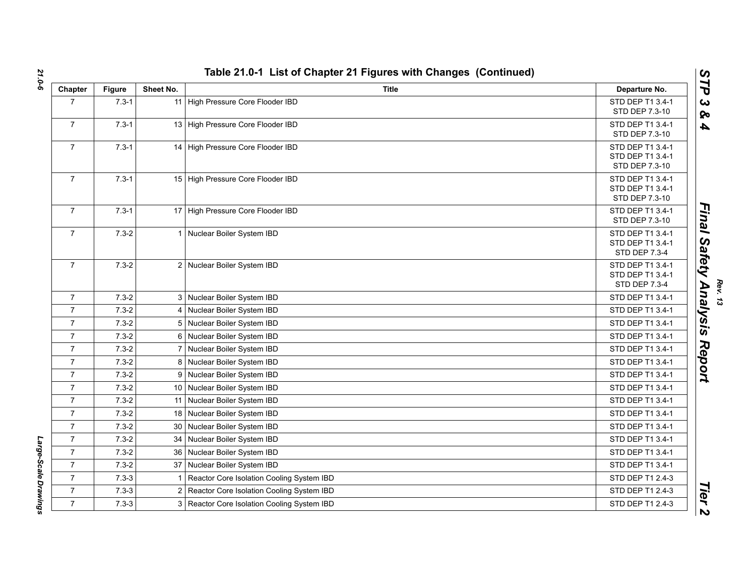## Table 21.0-1 List of Chapter 21 Figures with Changes (Continued)

| Chapter | Figure | Sheet No. | Title | Departure No. |
|---|---|---|---|---|
| 7 | 7.3-1 | 11 | High Pressure Core Flooder IBD | STD DEP T1 3.4-1<br>STD DEP 7.3-10 |
| 7 | 7.3-1 | 13 | High Pressure Core Flooder IBD | STD DEP T1 3.4-1<br>STD DEP 7.3-10 |
| 7 | 7.3-1 | 14 | High Pressure Core Flooder IBD | STD DEP T1 3.4-1<br>STD DEP T1 3.4-1<br>STD DEP 7.3-10 |
| 7 | 7.3-1 | 15 | High Pressure Core Flooder IBD | STD DEP T1 3.4-1<br>STD DEP T1 3.4-1<br>STD DEP 7.3-10 |
| 7 | 7.3-1 | 17 | High Pressure Core Flooder IBD | STD DEP T1 3.4-1<br>STD DEP 7.3-10 |
| 7 | 7.3-2 | 1 | Nuclear Boiler System IBD | STD DEP T1 3.4-1<br>STD DEP T1 3.4-1<br>STD DEP 7.3-4 |
| 7 | 7.3-2 | 2 | Nuclear Boiler System IBD | STD DEP T1 3.4-1<br>STD DEP T1 3.4-1<br>STD DEP 7.3-4 |
| 7 | 7.3-2 | 3 | Nuclear Boiler System IBD | STD DEP T1 3.4-1 |
| 7 | 7.3-2 | 4 | Nuclear Boiler System IBD | STD DEP T1 3.4-1 |
| 7 | 7.3-2 | 5 | Nuclear Boiler System IBD | STD DEP T1 3.4-1 |
| 7 | 7.3-2 | 6 | Nuclear Boiler System IBD | STD DEP T1 3.4-1 |
| 7 | 7.3-2 | 7 | Nuclear Boiler System IBD | STD DEP T1 3.4-1 |
| 7 | 7.3-2 | 8 | Nuclear Boiler System IBD | STD DEP T1 3.4-1 |
| 7 | 7.3-2 | 9 | Nuclear Boiler System IBD | STD DEP T1 3.4-1 |
| 7 | 7.3-2 | 10 | Nuclear Boiler System IBD | STD DEP T1 3.4-1 |
| 7 | 7.3-2 | 11 | Nuclear Boiler System IBD | STD DEP T1 3.4-1 |
| 7 | 7.3-2 | 18 | Nuclear Boiler System IBD | STD DEP T1 3.4-1 |
| 7 | 7.3-2 | 30 | Nuclear Boiler System IBD | STD DEP T1 3.4-1 |
| 7 | 7.3-2 | 34 | Nuclear Boiler System IBD | STD DEP T1 3.4-1 |
| 7 | 7.3-2 | 36 | Nuclear Boiler System IBD | STD DEP T1 3.4-1 |
| 7 | 7.3-2 | 37 | Nuclear Boiler System IBD | STD DEP T1 3.4-1 |
| 7 | 7.3-3 | 1 | Reactor Core Isolation Cooling System IBD | STD DEP T1 2.4-3 |
| 7 | 7.3-3 | 2 | Reactor Core Isolation Cooling System IBD | STD DEP T1 2.4-3 |
| 7 | 7.3-3 | 3 | Reactor Core Isolation Cooling System IBD | STD DEP T1 2.4-3 |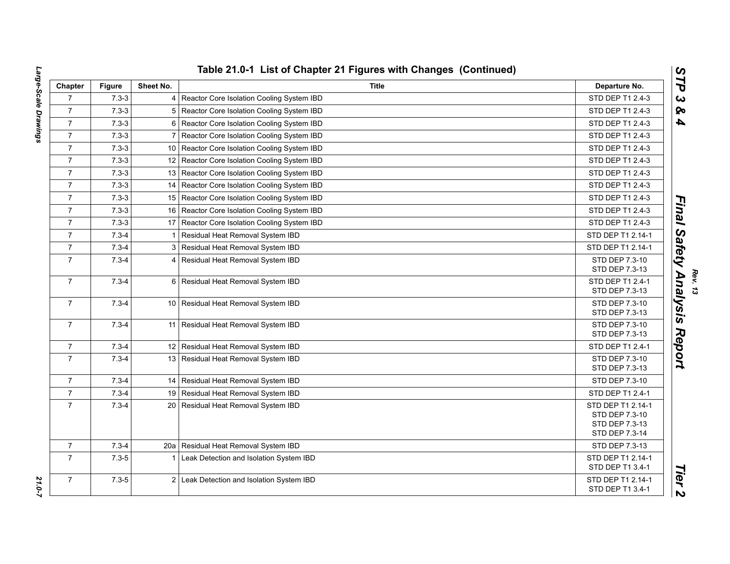## Table 21.0-1 List of Chapter 21 Figures with Changes (Continued)

| Chapter | Figure | Sheet No. | Title | Departure No. |
|---|---|---|---|---|
| 7 | 7.3-3 | 4 | Reactor Core Isolation Cooling System IBD | STD DEP T1 2.4-3 |
| 7 | 7.3-3 | 5 | Reactor Core Isolation Cooling System IBD | STD DEP T1 2.4-3 |
| 7 | 7.3-3 | 6 | Reactor Core Isolation Cooling System IBD | STD DEP T1 2.4-3 |
| 7 | 7.3-3 | 7 | Reactor Core Isolation Cooling System IBD | STD DEP T1 2.4-3 |
| 7 | 7.3-3 | 10 | Reactor Core Isolation Cooling System IBD | STD DEP T1 2.4-3 |
| 7 | 7.3-3 | 12 | Reactor Core Isolation Cooling System IBD | STD DEP T1 2.4-3 |
| 7 | 7.3-3 | 13 | Reactor Core Isolation Cooling System IBD | STD DEP T1 2.4-3 |
| 7 | 7.3-3 | 14 | Reactor Core Isolation Cooling System IBD | STD DEP T1 2.4-3 |
| 7 | 7.3-3 | 15 | Reactor Core Isolation Cooling System IBD | STD DEP T1 2.4-3 |
| 7 | 7.3-3 | 16 | Reactor Core Isolation Cooling System IBD | STD DEP T1 2.4-3 |
| 7 | 7.3-3 | 17 | Reactor Core Isolation Cooling System IBD | STD DEP T1 2.4-3 |
| 7 | 7.3-4 | 1 | Residual Heat Removal System IBD | STD DEP T1 2.14-1 |
| 7 | 7.3-4 | 3 | Residual Heat Removal System IBD | STD DEP T1 2.14-1 |
| 7 | 7.3-4 | 4 | Residual Heat Removal System IBD | STD DEP 7.3-10<br>STD DEP 7.3-13 |
| 7 | 7.3-4 | 6 | Residual Heat Removal System IBD | STD DEP T1 2.4-1<br>STD DEP 7.3-13 |
| 7 | 7.3-4 | 10 | Residual Heat Removal System IBD | STD DEP 7.3-10<br>STD DEP 7.3-13 |
| 7 | 7.3-4 | 11 | Residual Heat Removal System IBD | STD DEP 7.3-10<br>STD DEP 7.3-13 |
| 7 | 7.3-4 | 12 | Residual Heat Removal System IBD | STD DEP T1 2.4-1 |
| 7 | 7.3-4 | 13 | Residual Heat Removal System IBD | STD DEP 7.3-10<br>STD DEP 7.3-13 |
| 7 | 7.3-4 | 14 | Residual Heat Removal System IBD | STD DEP 7.3-10 |
| 7 | 7.3-4 | 19 | Residual Heat Removal System IBD | STD DEP T1 2.4-1 |
| 7 | 7.3-4 | 20 | Residual Heat Removal System IBD | STD DEP T1 2.14-1<br>STD DEP 7.3-10<br>STD DEP 7.3-13<br>STD DEP 7.3-14 |
| 7 | 7.3-4 | 20a | Residual Heat Removal System IBD | STD DEP 7.3-13 |
| 7 | 7.3-5 | 1 | Leak Detection and Isolation System IBD | STD DEP T1 2.14-1<br>STD DEP T1 3.4-1 |
| 7 | 7.3-5 | 2 | Leak Detection and Isolation System IBD | STD DEP T1 2.14-1<br>STD DEP T1 3.4-1 |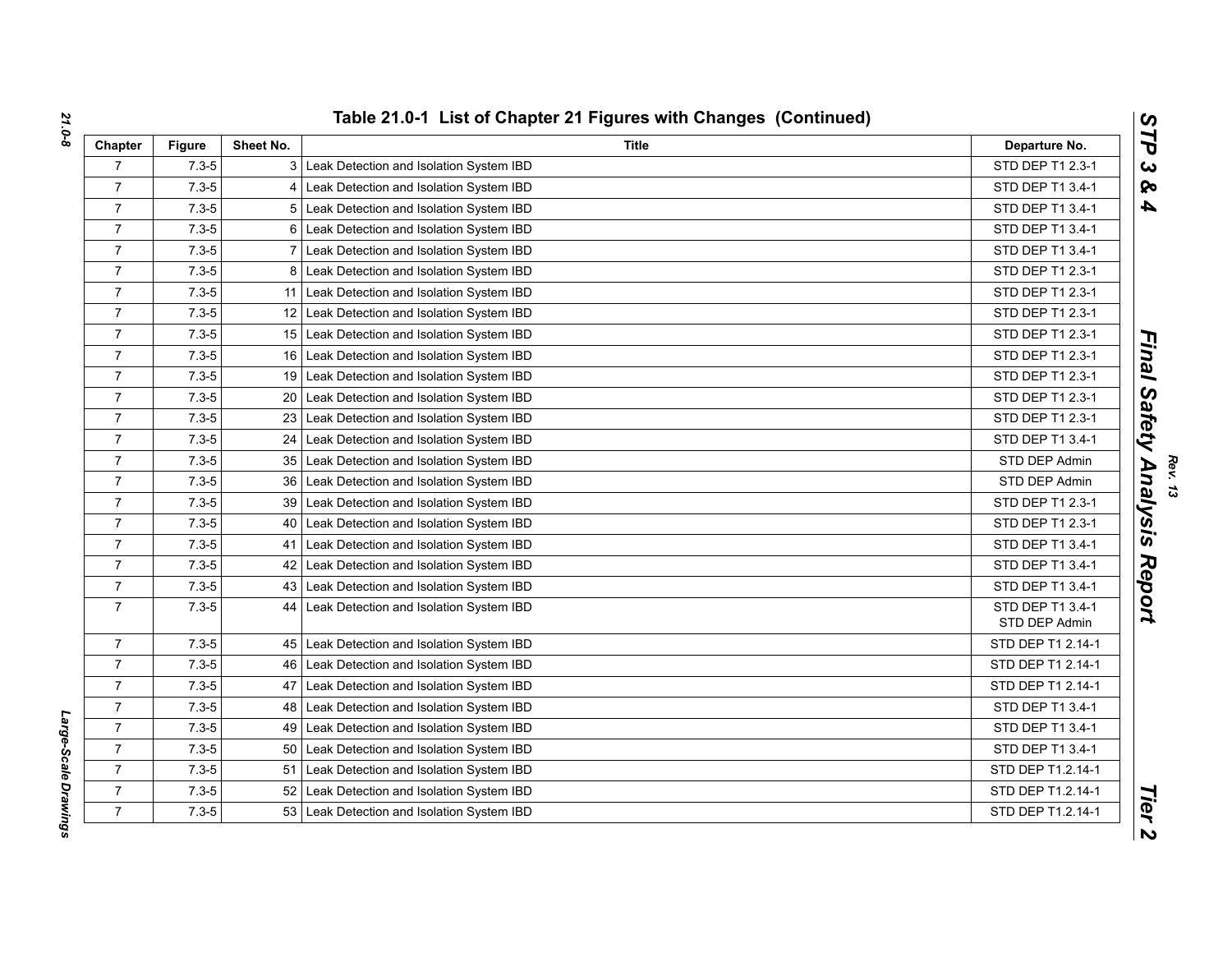## Table 21.0-1 List of Chapter 21 Figures with Changes (Continued)

| Chapter | Figure | Sheet No. | Title | Departure No. |
|---|---|---|---|---|
| 7 | 7.3-5 | 3 | Leak Detection and Isolation System IBD | STD DEP T1 2.3-1 |
| 7 | 7.3-5 | 4 | Leak Detection and Isolation System IBD | STD DEP T1 3.4-1 |
| 7 | 7.3-5 | 5 | Leak Detection and Isolation System IBD | STD DEP T1 3.4-1 |
| 7 | 7.3-5 | 6 | Leak Detection and Isolation System IBD | STD DEP T1 3.4-1 |
| 7 | 7.3-5 | 7 | Leak Detection and Isolation System IBD | STD DEP T1 3.4-1 |
| 7 | 7.3-5 | 8 | Leak Detection and Isolation System IBD | STD DEP T1 2.3-1 |
| 7 | 7.3-5 | 11 | Leak Detection and Isolation System IBD | STD DEP T1 2.3-1 |
| 7 | 7.3-5 | 12 | Leak Detection and Isolation System IBD | STD DEP T1 2.3-1 |
| 7 | 7.3-5 | 15 | Leak Detection and Isolation System IBD | STD DEP T1 2.3-1 |
| 7 | 7.3-5 | 16 | Leak Detection and Isolation System IBD | STD DEP T1 2.3-1 |
| 7 | 7.3-5 | 19 | Leak Detection and Isolation System IBD | STD DEP T1 2.3-1 |
| 7 | 7.3-5 | 20 | Leak Detection and Isolation System IBD | STD DEP T1 2.3-1 |
| 7 | 7.3-5 | 23 | Leak Detection and Isolation System IBD | STD DEP T1 2.3-1 |
| 7 | 7.3-5 | 24 | Leak Detection and Isolation System IBD | STD DEP T1 3.4-1 |
| 7 | 7.3-5 | 35 | Leak Detection and Isolation System IBD | STD DEP Admin |
| 7 | 7.3-5 | 36 | Leak Detection and Isolation System IBD | STD DEP Admin |
| 7 | 7.3-5 | 39 | Leak Detection and Isolation System IBD | STD DEP T1 2.3-1 |
| 7 | 7.3-5 | 40 | Leak Detection and Isolation System IBD | STD DEP T1 2.3-1 |
| 7 | 7.3-5 | 41 | Leak Detection and Isolation System IBD | STD DEP T1 3.4-1 |
| 7 | 7.3-5 | 42 | Leak Detection and Isolation System IBD | STD DEP T1 3.4-1 |
| 7 | 7.3-5 | 43 | Leak Detection and Isolation System IBD | STD DEP T1 3.4-1 |
| 7 | 7.3-5 | 44 | Leak Detection and Isolation System IBD | STD DEP T1 3.4-1<br>STD DEP Admin |
| 7 | 7.3-5 | 45 | Leak Detection and Isolation System IBD | STD DEP T1 2.14-1 |
| 7 | 7.3-5 | 46 | Leak Detection and Isolation System IBD | STD DEP T1 2.14-1 |
| 7 | 7.3-5 | 47 | Leak Detection and Isolation System IBD | STD DEP T1 2.14-1 |
| 7 | 7.3-5 | 48 | Leak Detection and Isolation System IBD | STD DEP T1 3.4-1 |
| 7 | 7.3-5 | 49 | Leak Detection and Isolation System IBD | STD DEP T1 3.4-1 |
| 7 | 7.3-5 | 50 | Leak Detection and Isolation System IBD | STD DEP T1 3.4-1 |
| 7 | 7.3-5 | 51 | Leak Detection and Isolation System IBD | STD DEP T1.2.14-1 |
| 7 | 7.3-5 | 52 | Leak Detection and Isolation System IBD | STD DEP T1.2.14-1 |
| 7 | 7.3-5 | 53 | Leak Detection and Isolation System IBD | STD DEP T1.2.14-1 |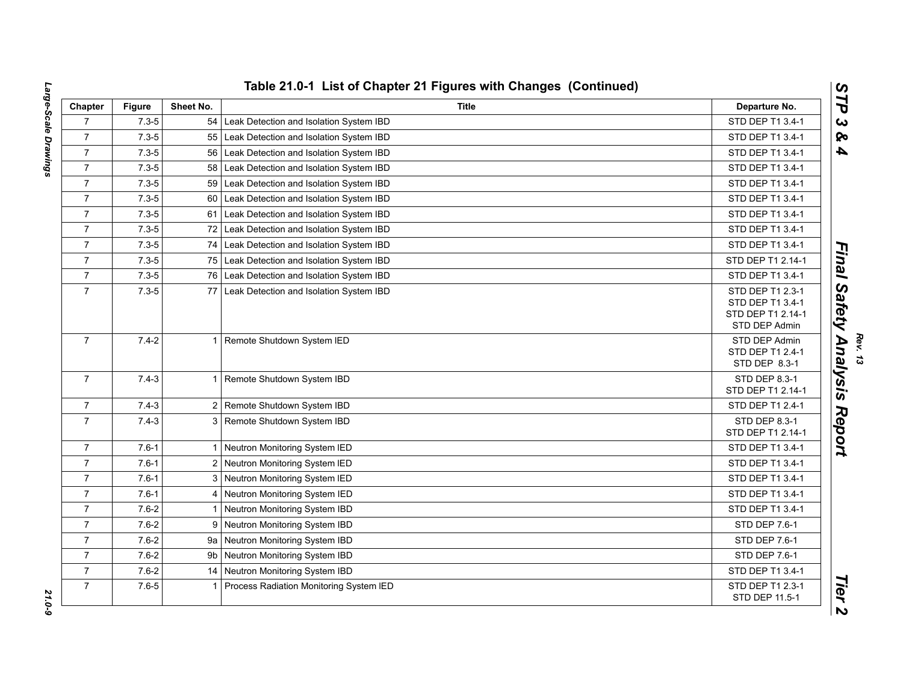## Table 21.0-1 List of Chapter 21 Figures with Changes (Continued)

| Chapter | Figure | Sheet No. | Title | Departure No. |
|---|---|---|---|---|
| 7 | 7.3-5 | 54 | Leak Detection and Isolation System IBD | STD DEP T1 3.4-1 |
| 7 | 7.3-5 | 55 | Leak Detection and Isolation System IBD | STD DEP T1 3.4-1 |
| 7 | 7.3-5 | 56 | Leak Detection and Isolation System IBD | STD DEP T1 3.4-1 |
| 7 | 7.3-5 | 58 | Leak Detection and Isolation System IBD | STD DEP T1 3.4-1 |
| 7 | 7.3-5 | 59 | Leak Detection and Isolation System IBD | STD DEP T1 3.4-1 |
| 7 | 7.3-5 | 60 | Leak Detection and Isolation System IBD | STD DEP T1 3.4-1 |
| 7 | 7.3-5 | 61 | Leak Detection and Isolation System IBD | STD DEP T1 3.4-1 |
| 7 | 7.3-5 | 72 | Leak Detection and Isolation System IBD | STD DEP T1 3.4-1 |
| 7 | 7.3-5 | 74 | Leak Detection and Isolation System IBD | STD DEP T1 3.4-1 |
| 7 | 7.3-5 | 75 | Leak Detection and Isolation System IBD | STD DEP T1 2.14-1 |
| 7 | 7.3-5 | 76 | Leak Detection and Isolation System IBD | STD DEP T1 3.4-1 |
| 7 | 7.3-5 | 77 | Leak Detection and Isolation System IBD | STD DEP T1 2.3-1<br>STD DEP T1 3.4-1<br>STD DEP T1 2.14-1<br>STD DEP Admin |
| 7 | 7.4-2 | 1 | Remote Shutdown System IED | STD DEP Admin<br>STD DEP T1 2.4-1<br>STD DEP 8.3-1 |
| 7 | 7.4-3 | 1 | Remote Shutdown System IBD | STD DEP 8.3-1<br>STD DEP T1 2.14-1 |
| 7 | 7.4-3 | 2 | Remote Shutdown System IBD | STD DEP T1 2.4-1 |
| 7 | 7.4-3 | 3 | Remote Shutdown System IBD | STD DEP 8.3-1<br>STD DEP T1 2.14-1 |
| 7 | 7.6-1 | 1 | Neutron Monitoring System IED | STD DEP T1 3.4-1 |
| 7 | 7.6-1 | 2 | Neutron Monitoring System IED | STD DEP T1 3.4-1 |
| 7 | 7.6-1 | 3 | Neutron Monitoring System IED | STD DEP T1 3.4-1 |
| 7 | 7.6-1 | 4 | Neutron Monitoring System IED | STD DEP T1 3.4-1 |
| 7 | 7.6-2 | 1 | Neutron Monitoring System IBD | STD DEP T1 3.4-1 |
| 7 | 7.6-2 | 9 | Neutron Monitoring System IBD | STD DEP 7.6-1 |
| 7 | 7.6-2 | 9a | Neutron Monitoring System IBD | STD DEP 7.6-1 |
| 7 | 7.6-2 | 9b | Neutron Monitoring System IBD | STD DEP 7.6-1 |
| 7 | 7.6-2 | 14 | Neutron Monitoring System IBD | STD DEP T1 3.4-1 |
| 7 | 7.6-5 | 1 | Process Radiation Monitoring System IED | STD DEP T1 2.3-1<br>STD DEP 11.5-1 |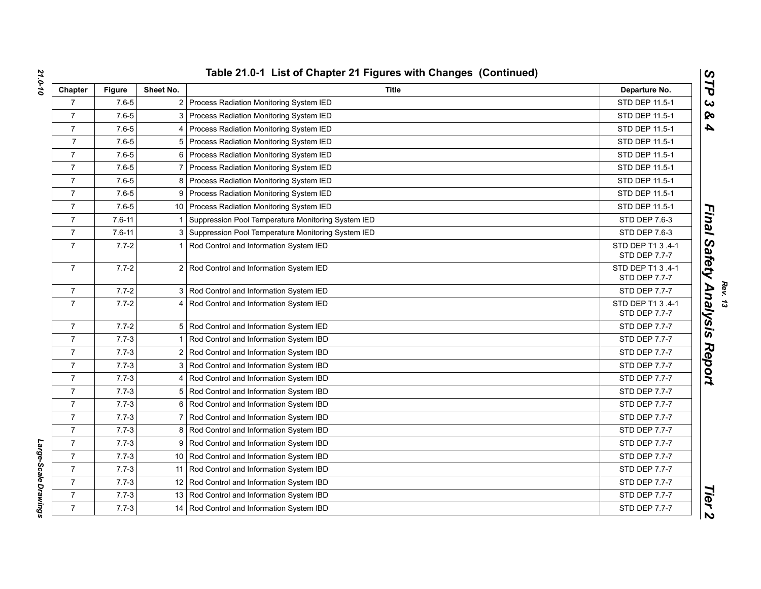## Table 21.0-1 List of Chapter 21 Figures with Changes (Continued)

| Chapter | Figure | Sheet No. | Title | Departure No. |
|---|---|---|---|---|
| 7 | 7.6-5 | 2 | Process Radiation Monitoring System IED | STD DEP 11.5-1 |
| 7 | 7.6-5 | 3 | Process Radiation Monitoring System IED | STD DEP 11.5-1 |
| 7 | 7.6-5 | 4 | Process Radiation Monitoring System IED | STD DEP 11.5-1 |
| 7 | 7.6-5 | 5 | Process Radiation Monitoring System IED | STD DEP 11.5-1 |
| 7 | 7.6-5 | 6 | Process Radiation Monitoring System IED | STD DEP 11.5-1 |
| 7 | 7.6-5 | 7 | Process Radiation Monitoring System IED | STD DEP 11.5-1 |
| 7 | 7.6-5 | 8 | Process Radiation Monitoring System IED | STD DEP 11.5-1 |
| 7 | 7.6-5 | 9 | Process Radiation Monitoring System IED | STD DEP 11.5-1 |
| 7 | 7.6-5 | 10 | Process Radiation Monitoring System IED | STD DEP 11.5-1 |
| 7 | 7.6-11 | 1 | Suppression Pool Temperature Monitoring System IED | STD DEP 7.6-3 |
| 7 | 7.6-11 | 3 | Suppression Pool Temperature Monitoring System IED | STD DEP 7.6-3 |
| 7 | 7.7-2 | 1 | Rod Control and Information System IED | STD DEP T1 3 .4-1<br>STD DEP 7.7-7 |
| 7 | 7.7-2 | 2 | Rod Control and Information System IED | STD DEP T1 3 .4-1<br>STD DEP 7.7-7 |
| 7 | 7.7-2 | 3 | Rod Control and Information System IED | STD DEP 7.7-7 |
| 7 | 7.7-2 | 4 | Rod Control and Information System IED | STD DEP T1 3 .4-1<br>STD DEP 7.7-7 |
| 7 | 7.7-2 | 5 | Rod Control and Information System IED | STD DEP 7.7-7 |
| 7 | 7.7-3 | 1 | Rod Control and Information System IBD | STD DEP 7.7-7 |
| 7 | 7.7-3 | 2 | Rod Control and Information System IBD | STD DEP 7.7-7 |
| 7 | 7.7-3 | 3 | Rod Control and Information System IBD | STD DEP 7.7-7 |
| 7 | 7.7-3 | 4 | Rod Control and Information System IBD | STD DEP 7.7-7 |
| 7 | 7.7-3 | 5 | Rod Control and Information System IBD | STD DEP 7.7-7 |
| 7 | 7.7-3 | 6 | Rod Control and Information System IBD | STD DEP 7.7-7 |
| 7 | 7.7-3 | 7 | Rod Control and Information System IBD | STD DEP 7.7-7 |
| 7 | 7.7-3 | 8 | Rod Control and Information System IBD | STD DEP 7.7-7 |
| 7 | 7.7-3 | 9 | Rod Control and Information System IBD | STD DEP 7.7-7 |
| 7 | 7.7-3 | 10 | Rod Control and Information System IBD | STD DEP 7.7-7 |
| 7 | 7.7-3 | 11 | Rod Control and Information System IBD | STD DEP 7.7-7 |
| 7 | 7.7-3 | 12 | Rod Control and Information System IBD | STD DEP 7.7-7 |
| 7 | 7.7-3 | 13 | Rod Control and Information System IBD | STD DEP 7.7-7 |
| 7 | 7.7-3 | 14 | Rod Control and Information System IBD | STD DEP 7.7-7 |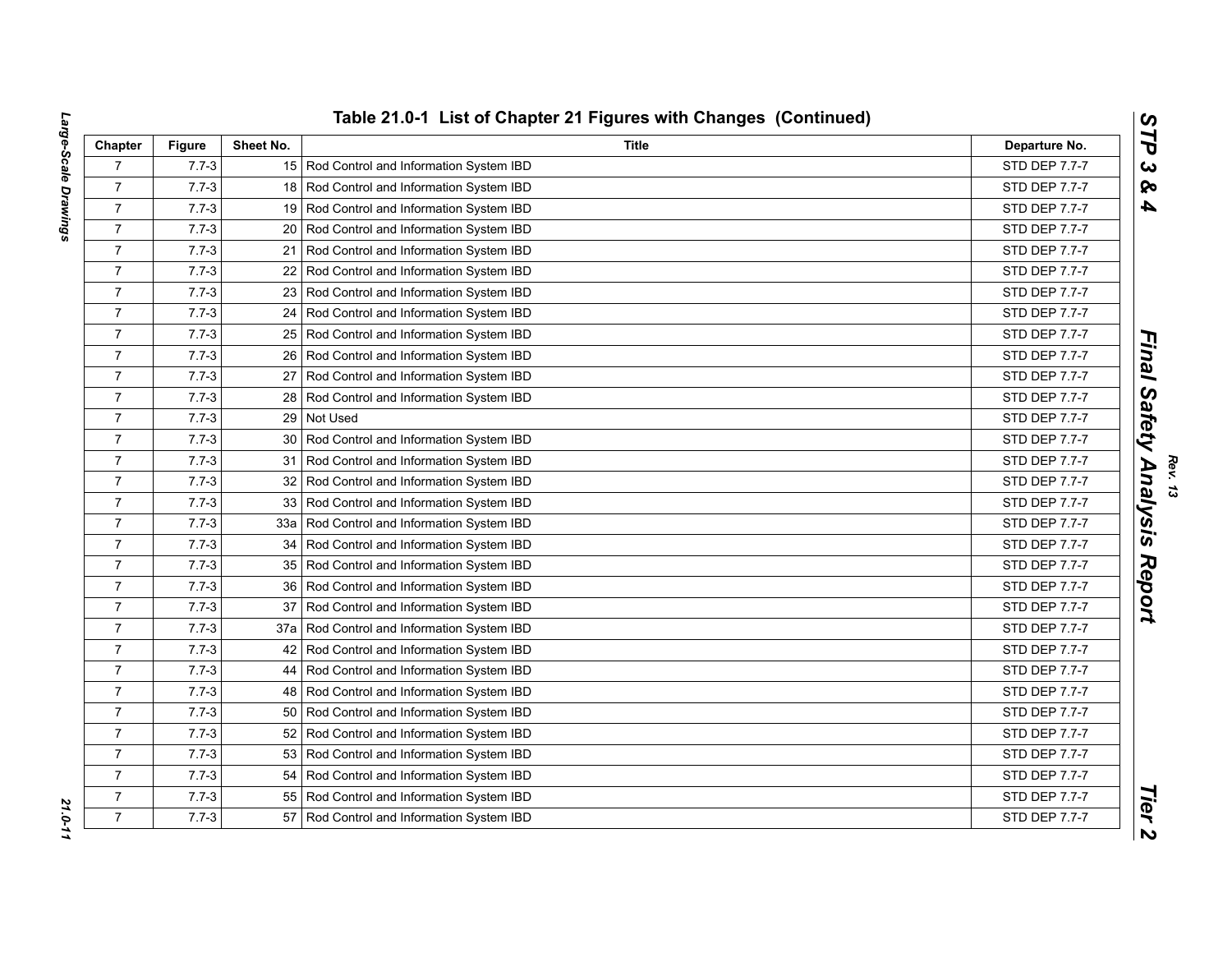## Table 21.0-1 List of Chapter 21 Figures with Changes (Continued)

| Chapter | Figure | Sheet No. | Title | Departure No. |
|---|---|---|---|---|
| 7 | 7.7-3 | 15 | Rod Control and Information System IBD | STD DEP 7.7-7 |
| 7 | 7.7-3 | 18 | Rod Control and Information System IBD | STD DEP 7.7-7 |
| 7 | 7.7-3 | 19 | Rod Control and Information System IBD | STD DEP 7.7-7 |
| 7 | 7.7-3 | 20 | Rod Control and Information System IBD | STD DEP 7.7-7 |
| 7 | 7.7-3 | 21 | Rod Control and Information System IBD | STD DEP 7.7-7 |
| 7 | 7.7-3 | 22 | Rod Control and Information System IBD | STD DEP 7.7-7 |
| 7 | 7.7-3 | 23 | Rod Control and Information System IBD | STD DEP 7.7-7 |
| 7 | 7.7-3 | 24 | Rod Control and Information System IBD | STD DEP 7.7-7 |
| 7 | 7.7-3 | 25 | Rod Control and Information System IBD | STD DEP 7.7-7 |
| 7 | 7.7-3 | 26 | Rod Control and Information System IBD | STD DEP 7.7-7 |
| 7 | 7.7-3 | 27 | Rod Control and Information System IBD | STD DEP 7.7-7 |
| 7 | 7.7-3 | 28 | Rod Control and Information System IBD | STD DEP 7.7-7 |
| 7 | 7.7-3 | 29 | Not Used | STD DEP 7.7-7 |
| 7 | 7.7-3 | 30 | Rod Control and Information System IBD | STD DEP 7.7-7 |
| 7 | 7.7-3 | 31 | Rod Control and Information System IBD | STD DEP 7.7-7 |
| 7 | 7.7-3 | 32 | Rod Control and Information System IBD | STD DEP 7.7-7 |
| 7 | 7.7-3 | 33 | Rod Control and Information System IBD | STD DEP 7.7-7 |
| 7 | 7.7-3 | 33a | Rod Control and Information System IBD | STD DEP 7.7-7 |
| 7 | 7.7-3 | 34 | Rod Control and Information System IBD | STD DEP 7.7-7 |
| 7 | 7.7-3 | 35 | Rod Control and Information System IBD | STD DEP 7.7-7 |
| 7 | 7.7-3 | 36 | Rod Control and Information System IBD | STD DEP 7.7-7 |
| 7 | 7.7-3 | 37 | Rod Control and Information System IBD | STD DEP 7.7-7 |
| 7 | 7.7-3 | 37a | Rod Control and Information System IBD | STD DEP 7.7-7 |
| 7 | 7.7-3 | 42 | Rod Control and Information System IBD | STD DEP 7.7-7 |
| 7 | 7.7-3 | 44 | Rod Control and Information System IBD | STD DEP 7.7-7 |
| 7 | 7.7-3 | 48 | Rod Control and Information System IBD | STD DEP 7.7-7 |
| 7 | 7.7-3 | 50 | Rod Control and Information System IBD | STD DEP 7.7-7 |
| 7 | 7.7-3 | 52 | Rod Control and Information System IBD | STD DEP 7.7-7 |
| 7 | 7.7-3 | 53 | Rod Control and Information System IBD | STD DEP 7.7-7 |
| 7 | 7.7-3 | 54 | Rod Control and Information System IBD | STD DEP 7.7-7 |
| 7 | 7.7-3 | 55 | Rod Control and Information System IBD | STD DEP 7.7-7 |
| 7 | 7.7-3 | 57 | Rod Control and Information System IBD | STD DEP 7.7-7 |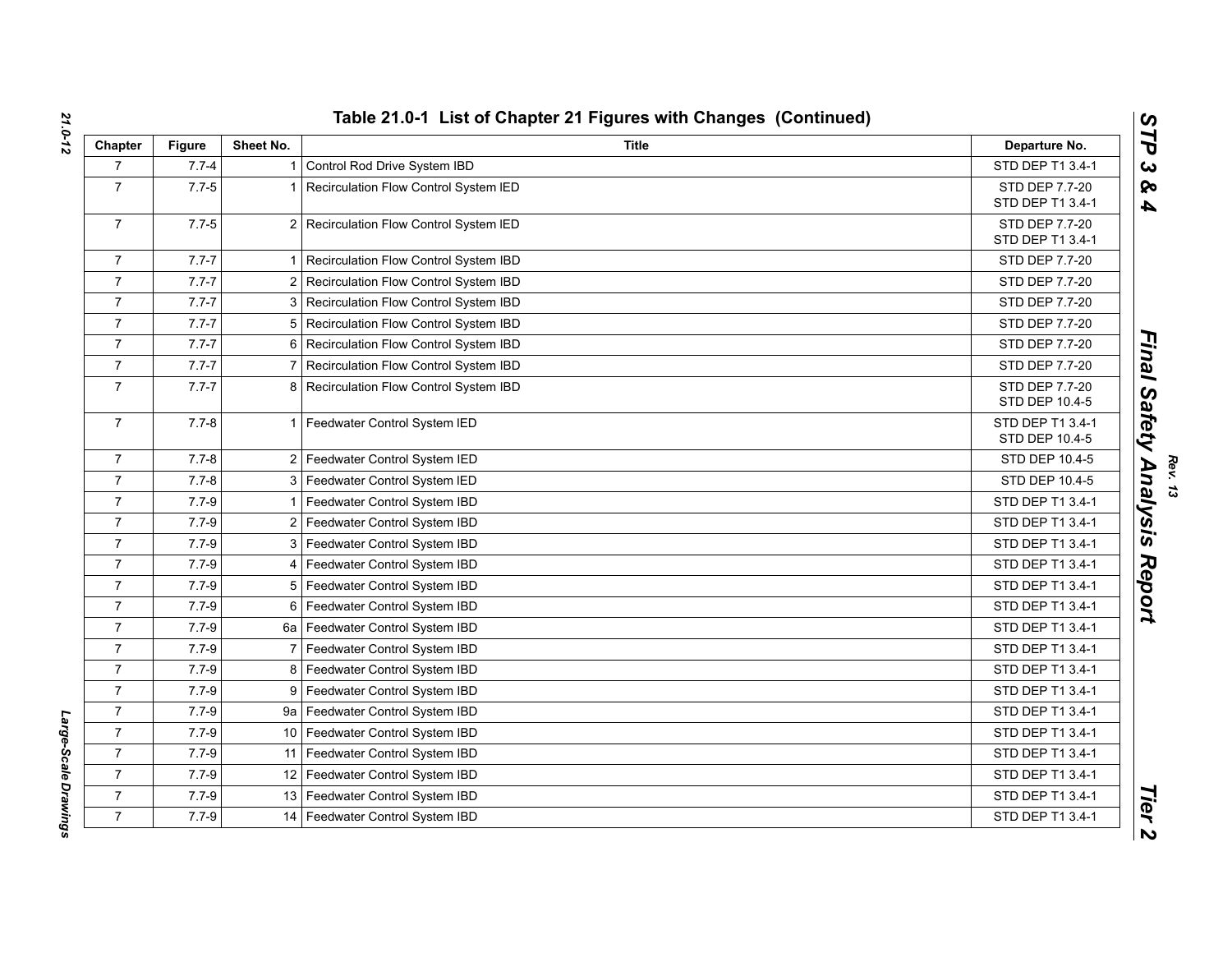## Table 21.0-1 List of Chapter 21 Figures with Changes (Continued)

| Chapter | Figure | Sheet No. | Title | Departure No. |
|---|---|---|---|---|
| 7 | 7.7-4 | 1 | Control Rod Drive System IBD | STD DEP T1 3.4-1 |
| 7 | 7.7-5 | 1 | Recirculation Flow Control System IED | STD DEP 7.7-20<br>STD DEP T1 3.4-1 |
| 7 | 7.7-5 | 2 | Recirculation Flow Control System IED | STD DEP 7.7-20<br>STD DEP T1 3.4-1 |
| 7 | 7.7-7 | 1 | Recirculation Flow Control System IBD | STD DEP 7.7-20 |
| 7 | 7.7-7 | 2 | Recirculation Flow Control System IBD | STD DEP 7.7-20 |
| 7 | 7.7-7 | 3 | Recirculation Flow Control System IBD | STD DEP 7.7-20 |
| 7 | 7.7-7 | 5 | Recirculation Flow Control System IBD | STD DEP 7.7-20 |
| 7 | 7.7-7 | 6 | Recirculation Flow Control System IBD | STD DEP 7.7-20 |
| 7 | 7.7-7 | 7 | Recirculation Flow Control System IBD | STD DEP 7.7-20 |
| 7 | 7.7-7 | 8 | Recirculation Flow Control System IBD | STD DEP 7.7-20<br>STD DEP 10.4-5 |
| 7 | 7.7-8 | 1 | Feedwater Control System IED | STD DEP T1 3.4-1<br>STD DEP 10.4-5 |
| 7 | 7.7-8 | 2 | Feedwater Control System IED | STD DEP 10.4-5 |
| 7 | 7.7-8 | 3 | Feedwater Control System IED | STD DEP 10.4-5 |
| 7 | 7.7-9 | 1 | Feedwater Control System IBD | STD DEP T1 3.4-1 |
| 7 | 7.7-9 | 2 | Feedwater Control System IBD | STD DEP T1 3.4-1 |
| 7 | 7.7-9 | 3 | Feedwater Control System IBD | STD DEP T1 3.4-1 |
| 7 | 7.7-9 | 4 | Feedwater Control System IBD | STD DEP T1 3.4-1 |
| 7 | 7.7-9 | 5 | Feedwater Control System IBD | STD DEP T1 3.4-1 |
| 7 | 7.7-9 | 6 | Feedwater Control System IBD | STD DEP T1 3.4-1 |
| 7 | 7.7-9 | 6a | Feedwater Control System IBD | STD DEP T1 3.4-1 |
| 7 | 7.7-9 | 7 | Feedwater Control System IBD | STD DEP T1 3.4-1 |
| 7 | 7.7-9 | 8 | Feedwater Control System IBD | STD DEP T1 3.4-1 |
| 7 | 7.7-9 | 9 | Feedwater Control System IBD | STD DEP T1 3.4-1 |
| 7 | 7.7-9 | 9a | Feedwater Control System IBD | STD DEP T1 3.4-1 |
| 7 | 7.7-9 | 10 | Feedwater Control System IBD | STD DEP T1 3.4-1 |
| 7 | 7.7-9 | 11 | Feedwater Control System IBD | STD DEP T1 3.4-1 |
| 7 | 7.7-9 | 12 | Feedwater Control System IBD | STD DEP T1 3.4-1 |
| 7 | 7.7-9 | 13 | Feedwater Control System IBD | STD DEP T1 3.4-1 |
| 7 | 7.7-9 | 14 | Feedwater Control System IBD | STD DEP T1 3.4-1 |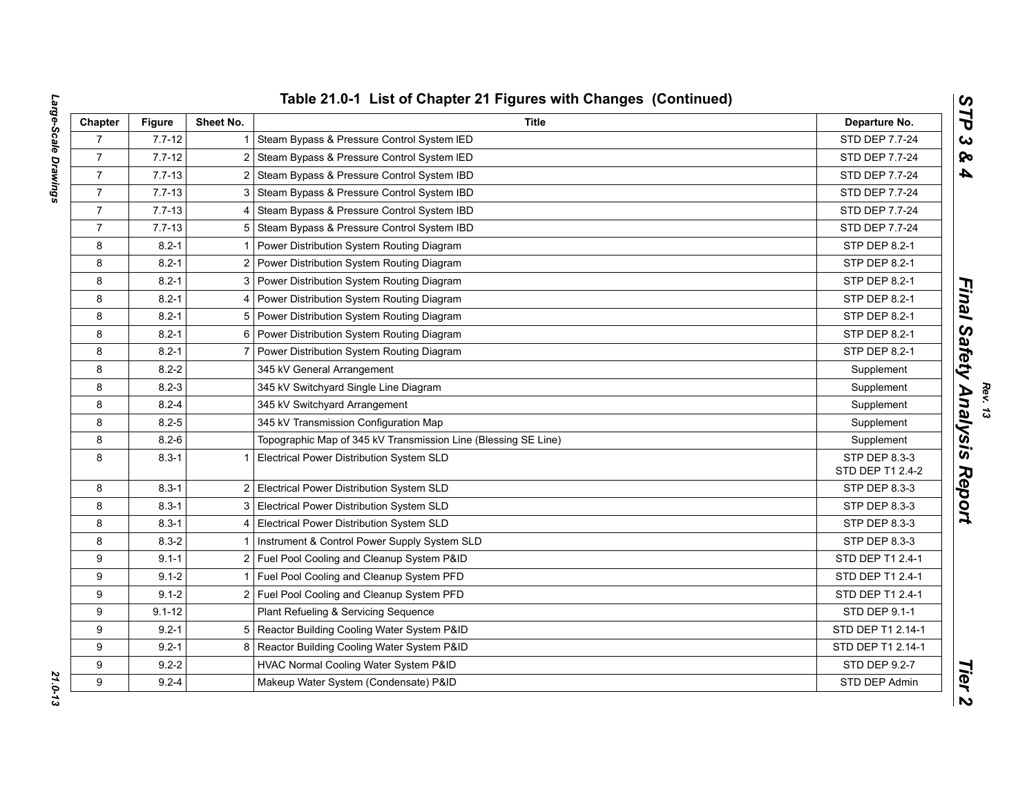## Table 21.0-1 List of Chapter 21 Figures with Changes (Continued)

| Chapter | Figure | Sheet No. | Title | Departure No. |
|---|---|---|---|---|
| 7 | 7.7-12 | 1 | Steam Bypass & Pressure Control System IED | STD DEP 7.7-24 |
| 7 | 7.7-12 | 2 | Steam Bypass & Pressure Control System IED | STD DEP 7.7-24 |
| 7 | 7.7-13 | 2 | Steam Bypass & Pressure Control System IBD | STD DEP 7.7-24 |
| 7 | 7.7-13 | 3 | Steam Bypass & Pressure Control System IBD | STD DEP 7.7-24 |
| 7 | 7.7-13 | 4 | Steam Bypass & Pressure Control System IBD | STD DEP 7.7-24 |
| 7 | 7.7-13 | 5 | Steam Bypass & Pressure Control System IBD | STD DEP 7.7-24 |
| 8 | 8.2-1 | 1 | Power Distribution System Routing Diagram | STP DEP 8.2-1 |
| 8 | 8.2-1 | 2 | Power Distribution System Routing Diagram | STP DEP 8.2-1 |
| 8 | 8.2-1 | 3 | Power Distribution System Routing Diagram | STP DEP 8.2-1 |
| 8 | 8.2-1 | 4 | Power Distribution System Routing Diagram | STP DEP 8.2-1 |
| 8 | 8.2-1 | 5 | Power Distribution System Routing Diagram | STP DEP 8.2-1 |
| 8 | 8.2-1 | 6 | Power Distribution System Routing Diagram | STP DEP 8.2-1 |
| 8 | 8.2-1 | 7 | Power Distribution System Routing Diagram | STP DEP 8.2-1 |
| 8 | 8.2-2 | | 345 kV General Arrangement | Supplement |
| 8 | 8.2-3 | | 345 kV Switchyard Single Line Diagram | Supplement |
| 8 | 8.2-4 | | 345 kV Switchyard Arrangement | Supplement |
| 8 | 8.2-5 | | 345 kV Transmission Configuration Map | Supplement |
| 8 | 8.2-6 | | Topographic Map of 345 kV Transmission Line (Blessing SE Line) | Supplement |
| 8 | 8.3-1 | 1 | Electrical Power Distribution System SLD | STP DEP 8.3-3<br>STD DEP T1 2.4-2 |
| 8 | 8.3-1 | 2 | Electrical Power Distribution System SLD | STP DEP 8.3-3 |
| 8 | 8.3-1 | 3 | Electrical Power Distribution System SLD | STP DEP 8.3-3 |
| 8 | 8.3-1 | 4 | Electrical Power Distribution System SLD | STP DEP 8.3-3 |
| 8 | 8.3-2 | 1 | Instrument & Control Power Supply System SLD | STP DEP 8.3-3 |
| 9 | 9.1-1 | 2 | Fuel Pool Cooling and Cleanup System P&ID | STD DEP T1 2.4-1 |
| 9 | 9.1-2 | 1 | Fuel Pool Cooling and Cleanup System PFD | STD DEP T1 2.4-1 |
| 9 | 9.1-2 | 2 | Fuel Pool Cooling and Cleanup System PFD | STD DEP T1 2.4-1 |
| 9 | 9.1-12 | | Plant Refueling & Servicing Sequence | STD DEP 9.1-1 |
| 9 | 9.2-1 | 5 | Reactor Building Cooling Water System P&ID | STD DEP T1 2.14-1 |
| 9 | 9.2-1 | 8 | Reactor Building Cooling Water System P&ID | STD DEP T1 2.14-1 |
| 9 | 9.2-2 | | HVAC Normal Cooling Water System P&ID | STD DEP 9.2-7 |
| 9 | 9.2-4 | | Makeup Water System (Condensate) P&ID | STD DEP Admin |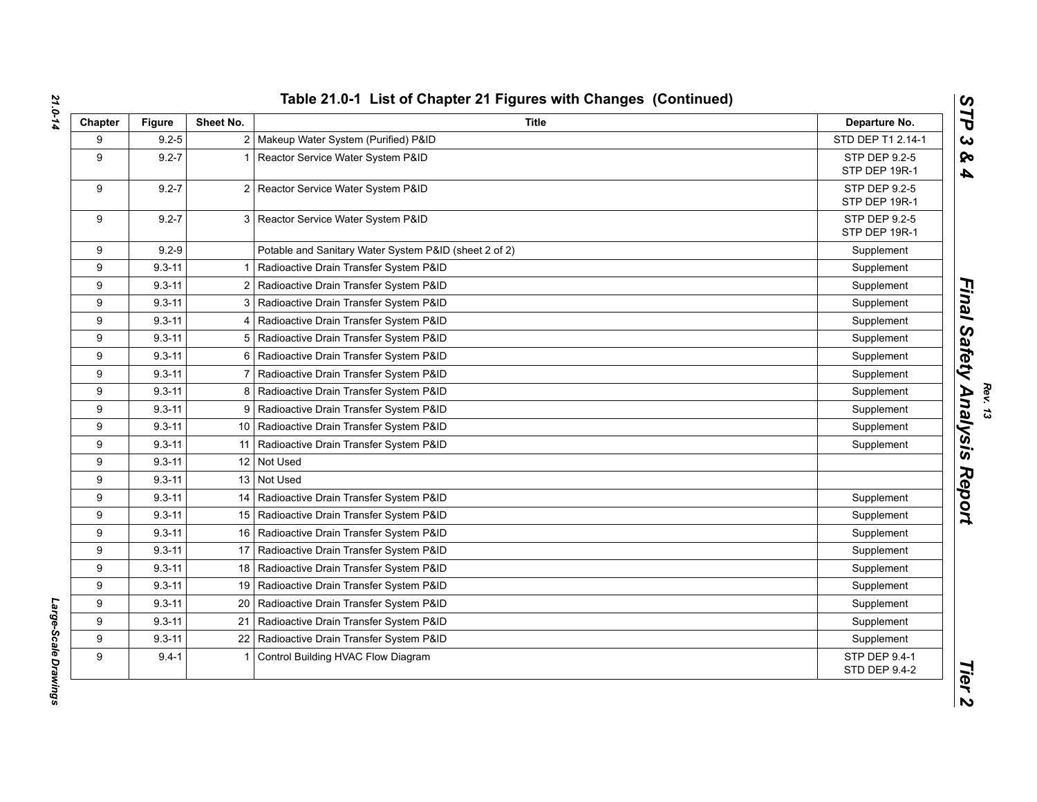## Table 21.0-1 List of Chapter 21 Figures with Changes (Continued)

| Chapter | Figure | Sheet No. | Title | Departure No. |
|---|---|---|---|---|
| 9 | 9.2-5 | 2 | Makeup Water System (Purified) P&ID | STD DEP T1 2.14-1 |
| 9 | 9.2-7 | 1 | Reactor Service Water System P&ID | STP DEP 9.2-5<br>STP DEP 19R-1 |
| 9 | 9.2-7 | 2 | Reactor Service Water System P&ID | STP DEP 9.2-5<br>STP DEP 19R-1 |
| 9 | 9.2-7 | 3 | Reactor Service Water System P&ID | STP DEP 9.2-5<br>STP DEP 19R-1 |
| 9 | 9.2-9 | | Potable and Sanitary Water System P&ID (sheet 2 of 2) | Supplement |
| 9 | 9.3-11 | 1 | Radioactive Drain Transfer System P&ID | Supplement |
| 9 | 9.3-11 | 2 | Radioactive Drain Transfer System P&ID | Supplement |
| 9 | 9.3-11 | 3 | Radioactive Drain Transfer System P&ID | Supplement |
| 9 | 9.3-11 | 4 | Radioactive Drain Transfer System P&ID | Supplement |
| 9 | 9.3-11 | 5 | Radioactive Drain Transfer System P&ID | Supplement |
| 9 | 9.3-11 | 6 | Radioactive Drain Transfer System P&ID | Supplement |
| 9 | 9.3-11 | 7 | Radioactive Drain Transfer System P&ID | Supplement |
| 9 | 9.3-11 | 8 | Radioactive Drain Transfer System P&ID | Supplement |
| 9 | 9.3-11 | 9 | Radioactive Drain Transfer System P&ID | Supplement |
| 9 | 9.3-11 | 10 | Radioactive Drain Transfer System P&ID | Supplement |
| 9 | 9.3-11 | 11 | Radioactive Drain Transfer System P&ID | Supplement |
| 9 | 9.3-11 | 12 | Not Used | |
| 9 | 9.3-11 | 13 | Not Used | |
| 9 | 9.3-11 | 14 | Radioactive Drain Transfer System P&ID | Supplement |
| 9 | 9.3-11 | 15 | Radioactive Drain Transfer System P&ID | Supplement |
| 9 | 9.3-11 | 16 | Radioactive Drain Transfer System P&ID | Supplement |
| 9 | 9.3-11 | 17 | Radioactive Drain Transfer System P&ID | Supplement |
| 9 | 9.3-11 | 18 | Radioactive Drain Transfer System P&ID | Supplement |
| 9 | 9.3-11 | 19 | Radioactive Drain Transfer System P&ID | Supplement |
| 9 | 9.3-11 | 20 | Radioactive Drain Transfer System P&ID | Supplement |
| 9 | 9.3-11 | 21 | Radioactive Drain Transfer System P&ID | Supplement |
| 9 | 9.3-11 | 22 | Radioactive Drain Transfer System P&ID | Supplement |
| 9 | 9.4-1 | 1 | Control Building HVAC Flow Diagram | STP DEP 9.4-1<br>STD DEP 9.4-2 |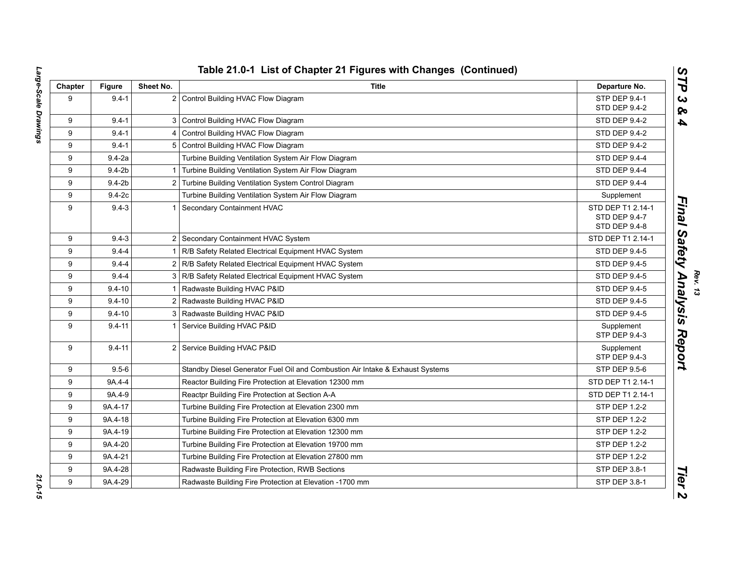## Table 21.0-1 List of Chapter 21 Figures with Changes (Continued)

| Chapter | Figure | Sheet No. | Title | Departure No. |
|---|---|---|---|---|
| 9 | 9.4-1 | 2 | Control Building HVAC Flow Diagram | STP DEP 9.4-1<br>STD DEP 9.4-2 |
| 9 | 9.4-1 | 3 | Control Building HVAC Flow Diagram | STD DEP 9.4-2 |
| 9 | 9.4-1 | 4 | Control Building HVAC Flow Diagram | STD DEP 9.4-2 |
| 9 | 9.4-1 | 5 | Control Building HVAC Flow Diagram | STD DEP 9.4-2 |
| 9 | 9.4-2a | | Turbine Building Ventilation System Air Flow Diagram | STD DEP 9.4-4 |
| 9 | 9.4-2b | 1 | Turbine Building Ventilation System Air Flow Diagram | STD DEP 9.4-4 |
| 9 | 9.4-2b | 2 | Turbine Building Ventilation System Control Diagram | STD DEP 9.4-4 |
| 9 | 9.4-2c | | Turbine Building Ventilation System Air Flow Diagram | Supplement |
| 9 | 9.4-3 | 1 | Secondary Containment HVAC | STD DEP T1 2.14-1<br>STD DEP 9.4-7<br>STD DEP 9.4-8 |
| 9 | 9.4-3 | 2 | Secondary Containment HVAC System | STD DEP T1 2.14-1 |
| 9 | 9.4-4 | 1 | R/B Safety Related Electrical Equipment HVAC System | STD DEP 9.4-5 |
| 9 | 9.4-4 | 2 | R/B Safety Related Electrical Equipment HVAC System | STD DEP 9.4-5 |
| 9 | 9.4-4 | 3 | R/B Safety Related Electrical Equipment HVAC System | STD DEP 9.4-5 |
| 9 | 9.4-10 | 1 | Radwaste Building HVAC P&ID | STD DEP 9.4-5 |
| 9 | 9.4-10 | 2 | Radwaste Building HVAC P&ID | STD DEP 9.4-5 |
| 9 | 9.4-10 | 3 | Radwaste Building HVAC P&ID | STD DEP 9.4-5 |
| 9 | 9.4-11 | 1 | Service Building HVAC P&ID | Supplement<br>STP DEP 9.4-3 |
| 9 | 9.4-11 | 2 | Service Building HVAC P&ID | Supplement<br>STP DEP 9.4-3 |
| 9 | 9.5-6 | | Standby Diesel Generator Fuel Oil and Combustion Air Intake & Exhaust Systems | STP DEP 9.5-6 |
| 9 | 9A.4-4 | | Reactor Building Fire Protection at Elevation 12300 mm | STD DEP T1 2.14-1 |
| 9 | 9A.4-9 | | Reactpr Building Fire Protection at Section A-A | STD DEP T1 2.14-1 |
| 9 | 9A.4-17 | | Turbine Building Fire Protection at Elevation 2300 mm | STP DEP 1.2-2 |
| 9 | 9A.4-18 | | Turbine Building Fire Protection at Elevation 6300 mm | STP DEP 1.2-2 |
| 9 | 9A.4-19 | | Turbine Building Fire Protection at Elevation 12300 mm | STP DEP 1.2-2 |
| 9 | 9A.4-20 | | Turbine Building Fire Protection at Elevation 19700 mm | STP DEP 1.2-2 |
| 9 | 9A.4-21 | | Turbine Building Fire Protection at Elevation 27800 mm | STP DEP 1.2-2 |
| 9 | 9A.4-28 | | Radwaste Building Fire Protection, RWB Sections | STP DEP 3.8-1 |
| 9 | 9A.4-29 | | Radwaste Building Fire Protection at Elevation -1700 mm | STP DEP 3.8-1 |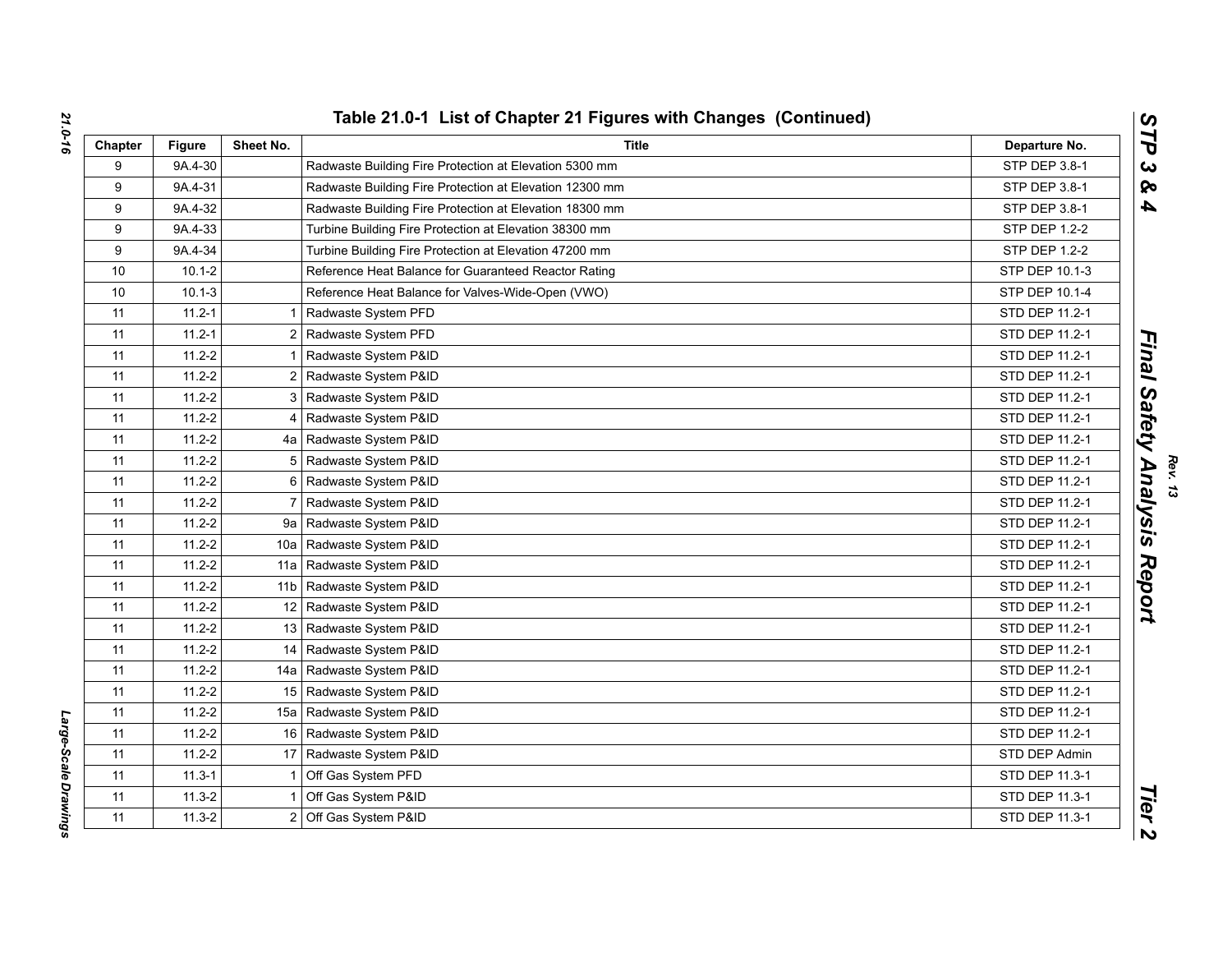## Table 21.0-1 List of Chapter 21 Figures with Changes (Continued)

| Chapter | Figure | Sheet No. | Title | Departure No. |
|---|---|---|---|---|
| 9 | 9A.4-30 | | Radwaste Building Fire Protection at Elevation 5300 mm | STP DEP 3.8-1 |
| 9 | 9A.4-31 | | Radwaste Building Fire Protection at Elevation 12300 mm | STP DEP 3.8-1 |
| 9 | 9A.4-32 | | Radwaste Building Fire Protection at Elevation 18300 mm | STP DEP 3.8-1 |
| 9 | 9A.4-33 | | Turbine Building Fire Protection at Elevation 38300 mm | STP DEP 1.2-2 |
| 9 | 9A.4-34 | | Turbine Building Fire Protection at Elevation 47200 mm | STP DEP 1.2-2 |
| 10 | 10.1-2 | | Reference Heat Balance for Guaranteed Reactor Rating | STP DEP 10.1-3 |
| 10 | 10.1-3 | | Reference Heat Balance for Valves-Wide-Open (VWO) | STP DEP 10.1-4 |
| 11 | 11.2-1 | 1 | Radwaste System PFD | STD DEP 11.2-1 |
| 11 | 11.2-1 | 2 | Radwaste System PFD | STD DEP 11.2-1 |
| 11 | 11.2-2 | 1 | Radwaste System P&ID | STD DEP 11.2-1 |
| 11 | 11.2-2 | 2 | Radwaste System P&ID | STD DEP 11.2-1 |
| 11 | 11.2-2 | 3 | Radwaste System P&ID | STD DEP 11.2-1 |
| 11 | 11.2-2 | 4 | Radwaste System P&ID | STD DEP 11.2-1 |
| 11 | 11.2-2 | 4a | Radwaste System P&ID | STD DEP 11.2-1 |
| 11 | 11.2-2 | 5 | Radwaste System P&ID | STD DEP 11.2-1 |
| 11 | 11.2-2 | 6 | Radwaste System P&ID | STD DEP 11.2-1 |
| 11 | 11.2-2 | 7 | Radwaste System P&ID | STD DEP 11.2-1 |
| 11 | 11.2-2 | 9a | Radwaste System P&ID | STD DEP 11.2-1 |
| 11 | 11.2-2 | 10a | Radwaste System P&ID | STD DEP 11.2-1 |
| 11 | 11.2-2 | 11a | Radwaste System P&ID | STD DEP 11.2-1 |
| 11 | 11.2-2 | 11b | Radwaste System P&ID | STD DEP 11.2-1 |
| 11 | 11.2-2 | 12 | Radwaste System P&ID | STD DEP 11.2-1 |
| 11 | 11.2-2 | 13 | Radwaste System P&ID | STD DEP 11.2-1 |
| 11 | 11.2-2 | 14 | Radwaste System P&ID | STD DEP 11.2-1 |
| 11 | 11.2-2 | 14a | Radwaste System P&ID | STD DEP 11.2-1 |
| 11 | 11.2-2 | 15 | Radwaste System P&ID | STD DEP 11.2-1 |
| 11 | 11.2-2 | 15a | Radwaste System P&ID | STD DEP 11.2-1 |
| 11 | 11.2-2 | 16 | Radwaste System P&ID | STD DEP 11.2-1 |
| 11 | 11.2-2 | 17 | Radwaste System P&ID | STD DEP Admin |
| 11 | 11.3-1 | 1 | Off Gas System PFD | STD DEP 11.3-1 |
| 11 | 11.3-2 | 1 | Off Gas System P&ID | STD DEP 11.3-1 |
| 11 | 11.3-2 | 2 | Off Gas System P&ID | STD DEP 11.3-1 |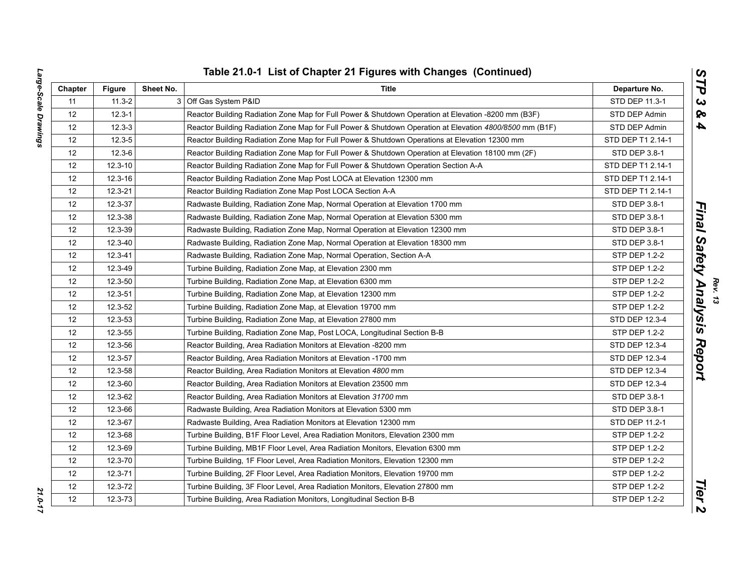## Table 21.0-1 List of Chapter 21 Figures with Changes (Continued)

| Chapter | Figure | Sheet No. | Title | Departure No. |
|---|---|---|---|---|
| 11 | 11.3-2 | 3 | Off Gas System P&ID | STD DEP 11.3-1 |
| 12 | 12.3-1 | | Reactor Building Radiation Zone Map for Full Power & Shutdown Operation at Elevation -8200 mm (B3F) | STD DEP Admin |
| 12 | 12.3-3 | | Reactor Building Radiation Zone Map for Full Power & Shutdown Operation at Elevation *4800/8500* mm (B1F) | STD DEP Admin |
| 12 | 12.3-5 | | Reactor Building Radiation Zone Map for Full Power & Shutdown Operations at Elevation 12300 mm | STD DEP T1 2.14-1 |
| 12 | 12.3-6 | | Reactor Building Radiation Zone Map for Full Power & Shutdown Operation at Elevation 18100 mm (2F) | STD DEP 3.8-1 |
| 12 | 12.3-10 | | Reactor Building Radiation Zone Map for Full Power & Shutdown Operation Section A-A | STD DEP T1 2.14-1 |
| 12 | 12.3-16 | | Reactor Building Radiation Zone Map Post LOCA at Elevation 12300 mm | STD DEP T1 2.14-1 |
| 12 | 12.3-21 | | Reactor Building Radiation Zone Map Post LOCA Section A-A | STD DEP T1 2.14-1 |
| 12 | 12.3-37 | | Radwaste Building, Radiation Zone Map, Normal Operation at Elevation 1700 mm | STD DEP 3.8-1 |
| 12 | 12.3-38 | | Radwaste Building, Radiation Zone Map, Normal Operation at Elevation 5300 mm | STD DEP 3.8-1 |
| 12 | 12.3-39 | | Radwaste Building, Radiation Zone Map, Normal Operation at Elevation 12300 mm | STD DEP 3.8-1 |
| 12 | 12.3-40 | | Radwaste Building, Radiation Zone Map, Normal Operation at Elevation 18300 mm | STD DEP 3.8-1 |
| 12 | 12.3-41 | | Radwaste Building, Radiation Zone Map, Normal Operation, Section A-A | STP DEP 1.2-2 |
| 12 | 12.3-49 | | Turbine Building, Radiation Zone Map, at Elevation 2300 mm | STP DEP 1.2-2 |
| 12 | 12.3-50 | | Turbine Building, Radiation Zone Map, at Elevation 6300 mm | STP DEP 1.2-2 |
| 12 | 12.3-51 | | Turbine Building, Radiation Zone Map, at Elevation 12300 mm | STP DEP 1.2-2 |
| 12 | 12.3-52 | | Turbine Building, Radiation Zone Map, at Elevation 19700 mm | STP DEP 1.2-2 |
| 12 | 12.3-53 | | Turbine Building, Radiation Zone Map, at Elevation 27800 mm | STD DEP 12.3-4 |
| 12 | 12.3-55 | | Turbine Building, Radiation Zone Map, Post LOCA, Longitudinal Section B-B | STP DEP 1.2-2 |
| 12 | 12.3-56 | | Reactor Building, Area Radiation Monitors at Elevation -8200 mm | STD DEP 12.3-4 |
| 12 | 12.3-57 | | Reactor Building, Area Radiation Monitors at Elevation -1700 mm | STD DEP 12.3-4 |
| 12 | 12.3-58 | | Reactor Building, Area Radiation Monitors at Elevation *4800* mm | STD DEP 12.3-4 |
| 12 | 12.3-60 | | Reactor Building, Area Radiation Monitors at Elevation 23500 mm | STD DEP 12.3-4 |
| 12 | 12.3-62 | | Reactor Building, Area Radiation Monitors at Elevation *31700* mm | STD DEP 3.8-1 |
| 12 | 12.3-66 | | Radwaste Building, Area Radiation Monitors at Elevation 5300 mm | STD DEP 3.8-1 |
| 12 | 12.3-67 | | Radwaste Building, Area Radiation Monitors at Elevation 12300 mm | STD DEP 11.2-1 |
| 12 | 12.3-68 | | Turbine Building, B1F Floor Level, Area Radiation Monitors, Elevation 2300 mm | STP DEP 1.2-2 |
| 12 | 12.3-69 | | Turbine Building, MB1F Floor Level, Area Radiation Monitors, Elevation 6300 mm | STP DEP 1.2-2 |
| 12 | 12.3-70 | | Turbine Building, 1F Floor Level, Area Radiation Monitors, Elevation 12300 mm | STP DEP 1.2-2 |
| 12 | 12.3-71 | | Turbine Building, 2F Floor Level, Area Radiation Monitors, Elevation 19700 mm | STP DEP 1.2-2 |
| 12 | 12.3-72 | | Turbine Building, 3F Floor Level, Area Radiation Monitors, Elevation 27800 mm | STP DEP 1.2-2 |
| 12 | 12.3-73 | | Turbine Building, Area Radiation Monitors, Longitudinal Section B-B | STP DEP 1.2-2 |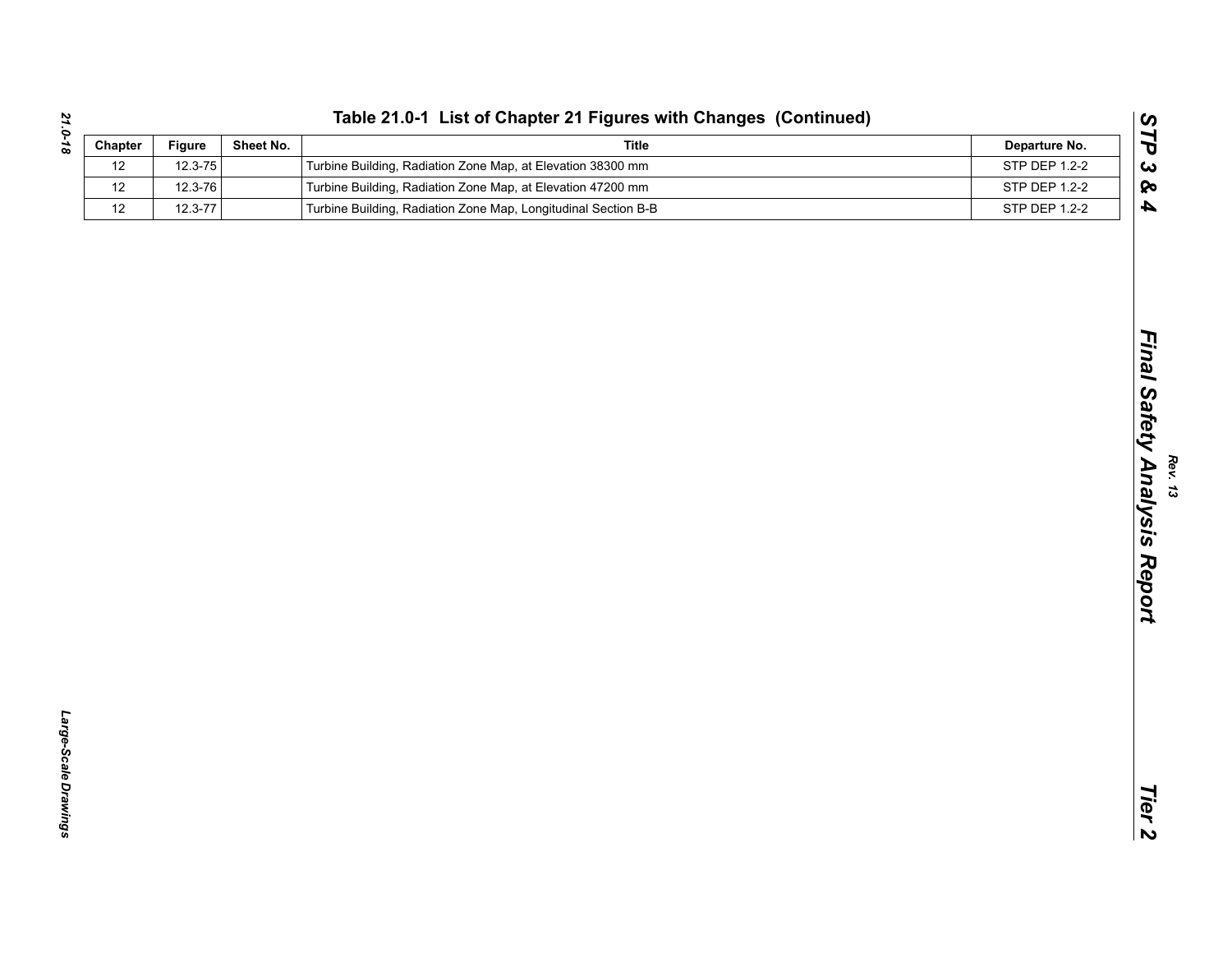## Table 21.0-1  List of Chapter 21 Figures with Changes  (Continued)

| Chapter | Figure | Sheet No. | Title | Departure No. |
|---|---|---|---|---|
| 12 | 12.3-75 | | Turbine Building, Radiation Zone Map, at Elevation 38300 mm | STP DEP 1.2-2 |
| 12 | 12.3-76 | | Turbine Building, Radiation Zone Map, at Elevation 47200 mm | STP DEP 1.2-2 |
| 12 | 12.3-77 | | Turbine Building, Radiation Zone Map, Longitudinal Section B-B | STP DEP 1.2-2 |